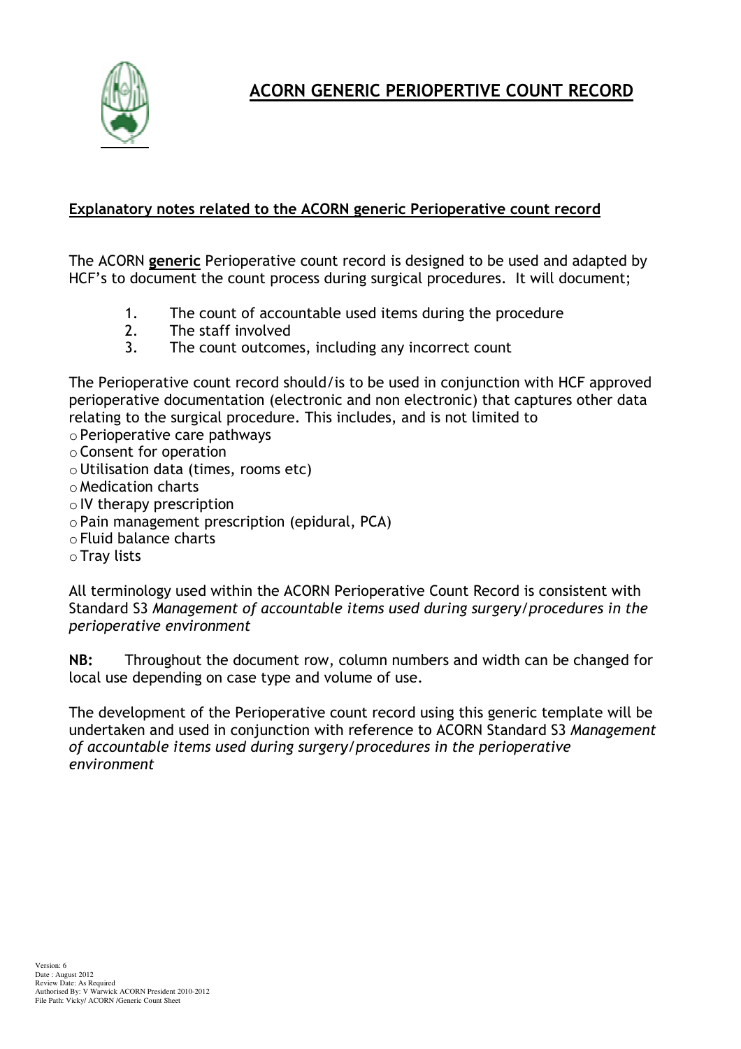# ACORN GENERIC PERIOPERTIVE COUNT RECORD

## Explanatory notes related to the ACORN generic Perioperative count record

The ACORN **generic** Perioperative count record is designed to be used and adapted by HCF's to document the count process during surgical procedures. It will document;

1. The count of accountable used items during the procedure
2. The staff involved
3. The count outcomes, including any incorrect count

The Perioperative count record should/is to be used in conjunction with HCF approved perioperative documentation (electronic and non electronic) that captures other data relating to the surgical procedure. This includes, and is not limited to

- Perioperative care pathways
- Consent for operation
- Utilisation data (times, rooms etc)
- Medication charts
- IV therapy prescription
- Pain management prescription (epidural, PCA)
- Fluid balance charts
- Tray lists

All terminology used within the ACORN Perioperative Count Record is consistent with Standard S3 *Management of accountable items used during surgery/procedures in the perioperative environment*

**NB:** Throughout the document row, column numbers and width can be changed for local use depending on case type and volume of use.

The development of the Perioperative count record using this generic template will be undertaken and used in conjunction with reference to ACORN Standard S3 *Management of accountable items used during surgery/procedures in the perioperative environment*

Version: 6
Date : August 2012
Review Date: As Required
Authorised By: V Warwick ACORN President 2010-2012
File Path: Vicky/ ACORN /Generic Count Sheet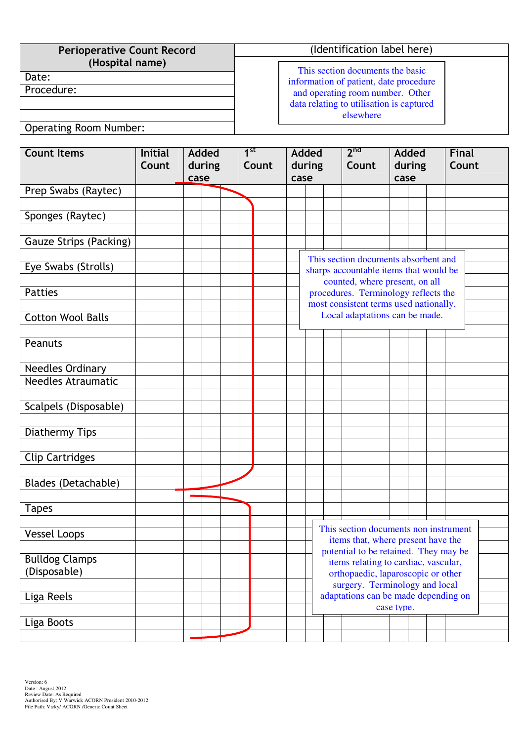| Perioperative Count Record (Hospital name) | (Identification label here) |
|---|---|
| Date: | |
| Procedure: | |
| | |
| | |
| Operating Room Number: | |

This section documents the basic information of patient, date procedure and operating room number. Other data relating to utilisation is captured elsewhere

| Count Items | Initial Count | Added during case | | | 1st Count | Added during case | | | 2nd Count | Added during case | | | Final Count |
|---|---|---|---|---|---|---|---|---|---|---|---|---|---|
| Prep Swabs (Raytec) | | | | | | | | | | | | | |
| | | | | | | | | | | | | | |
| Sponges (Raytec) | | | | | | | | | | | | | |
| | | | | | | | | | | | | | |
| Gauze Strips (Packing) | | | | | | | | | | | | | |
| | | | | | | | | | | | | | |
| Eye Swabs (Strolls) | | | | | | | | | | | | | |
| | | | | | | | | | | | | | |
| Patties | | | | | | | | | | | | | |
| | | | | | | | | | | | | | |
| Cotton Wool Balls | | | | | | | | | | | | | |
| | | | | | | | | | | | | | |
| Peanuts | | | | | | | | | | | | | |
| | | | | | | | | | | | | | |
| Needles Ordinary | | | | | | | | | | | | | |
| Needles Atraumatic | | | | | | | | | | | | | |
| | | | | | | | | | | | | | |
| Scalpels (Disposable) | | | | | | | | | | | | | |
| | | | | | | | | | | | | | |
| Diathermy Tips | | | | | | | | | | | | | |
| | | | | | | | | | | | | | |
| Clip Cartridges | | | | | | | | | | | | | |
| | | | | | | | | | | | | | |
| Blades (Detachable) | | | | | | | | | | | | | |
| | | | | | | | | | | | | | |
| Tapes | | | | | | | | | | | | | |
| | | | | | | | | | | | | | |
| Vessel Loops | | | | | | | | | | | | | |
| | | | | | | | | | | | | | |
| Bulldog Clamps (Disposable) | | | | | | | | | | | | | |
| | | | | | | | | | | | | | |
| Liga Reels | | | | | | | | | | | | | |
| | | | | | | | | | | | | | |
| Liga Boots | | | | | | | | | | | | | |
| | | | | | | | | | | | | | |

This section documents absorbent and sharps accountable items that would be counted, where present, on all procedures. Terminology reflects the most consistent terms used nationally. Local adaptations can be made.

This section documents non instrument items that, where present have the potential to be retained. They may be items relating to cardiac, vascular, orthopaedic, laparoscopic or other surgery. Terminology and local adaptations can be made depending on case type.

Version: 6
Date : August 2012
Review Date: As Required
Authorised By: V Warwick ACORN President 2010-2012
File Path: Vicky/ ACORN /Generic Count Sheet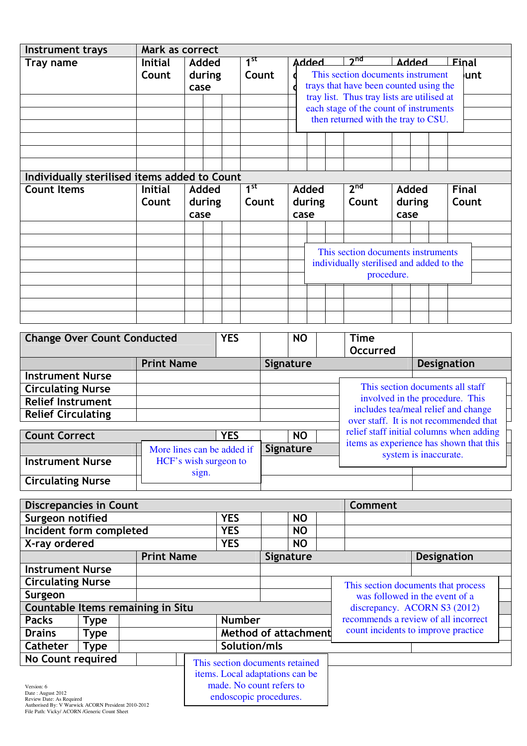| Instrument trays | Mark as correct | | | | | | | | | | | | |
|---|---|---|---|---|---|---|---|---|---|---|---|---|---|
| Tray name | Initial Count | Added during case | | | 1st Count | Added during case | | | 2nd Count | Added during case | | | Final Count |
| | | | | | | | | | | | | | |
| | | | | | | | | | | | | | |
| | | | | | | | | | | | | | |
| | | | | | | | | | | | | | |
| | | | | | | | | | | | | | |
| | | | | | | | | | | | | | |

This section documents instrument trays that have been counted using the tray list. Thus tray lists are utilised at each stage of the count of instruments then returned with the tray to CSU.

| Individually sterilised items added to Count | | | | | | | | | | | | | |
|---|---|---|---|---|---|---|---|---|---|---|---|---|---|
| Count Items | Initial Count | Added during case | | | 1st Count | Added during case | | | 2nd Count | Added during case | | | Final Count |
| | | | | | | | | | | | | | |
| | | | | | | | | | | | | | |
| | | | | | | | | | | | | | |
| | | | | | | | | | | | | | |
| | | | | | | | | | | | | | |
| | | | | | | | | | | | | | |
| | | | | | | | | | | | | | |
| | | | | | | | | | | | | | |

This section documents instruments individually sterilised and added to the procedure.

| Change Over Count Conducted | YES | | NO | | Time Occurred | |
|---|---|---|---|---|---|---|
| | Print Name | | Signature | | | Designation |
| Instrument Nurse | | | | | | |
| Circulating Nurse | | | | | | |
| Relief Instrument | | | | | | |
| Relief Circulating | | | | | | |

This section documents all staff involved in the procedure. This includes tea/meal relief and change over staff. It is not recommended that relief staff initial columns when adding items as experience has shown that this system is inaccurate.

| Count Correct | YES | | NO | | |
|---|---|---|---|---|---|
| | | | Signature | | |
| Instrument Nurse | | | | | |
| Circulating Nurse | | | | | |

More lines can be added if HCF's wish surgeon to sign.

| Discrepancies in Count | | | | | Comment |
|---|---|---|---|---|---|
| Surgeon notified | YES | | NO | | |
| Incident form completed | YES | | NO | | |
| X-ray ordered | YES | | NO | | |
| | Print Name | | Signature | | Designation |
| Instrument Nurse | | | | | |
| Circulating Nurse | | | | | |
| Surgeon | | | | | |

This section documents that process was followed in the event of a discrepancy. ACORN S3 (2012) recommends a review of all incorrect count incidents to improve practice

| Countable Items remaining in Situ | | | | |
|---|---|---|---|---|
| Packs | Type | | Number | |
| Drains | Type | | Method of attachment | |
| Catheter | Type | | Solution/mls | |
| No Count required | | | | |

This section documents retained items. Local adaptations can be made. No count refers to endoscopic procedures.

Version: 6
Date : August 2012
Review Date: As Required
Authorised By: V Warwick ACORN President 2010-2012
File Path: Vicky/ ACORN /Generic Count Sheet